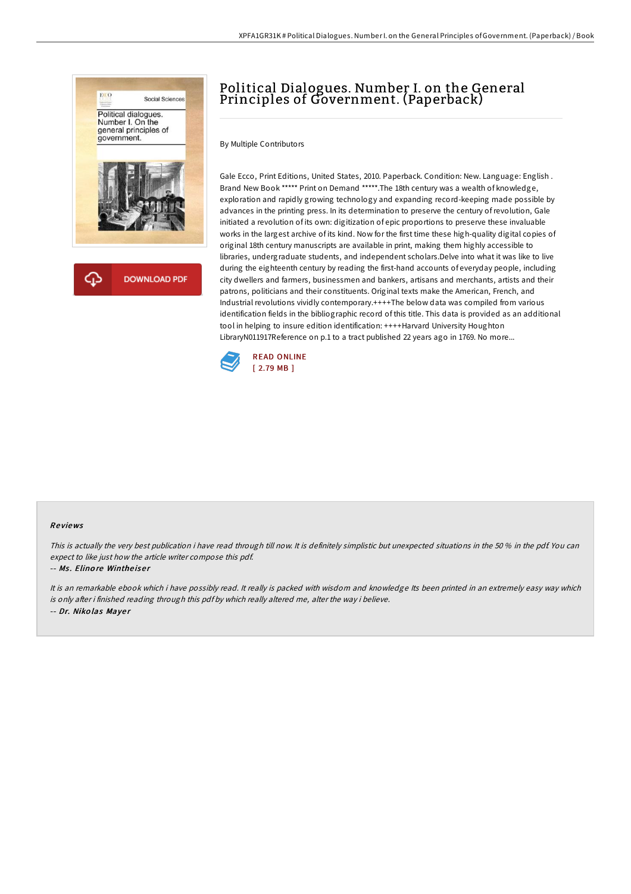# Political Dialogues. Number I. on the General Principles of Government. (Paperback)

By Multiple Contributors

Gale Ecco, Print Editions, United States, 2010. Paperback. Condition: New. Language: English . Brand New Book ***** Print on Demand *****.The 18th century was a wealth of knowledge, exploration and rapidly growing technology and expanding record-keeping made possible by advances in the printing press. In its determination to preserve the century of revolution, Gale initiated a revolution of its own: digitization of epic proportions to preserve these invaluable works in the largest archive of its kind. Now for the first time these high-quality digital copies of original 18th century manuscripts are available in print, making them highly accessible to libraries, undergraduate students, and independent scholars.Delve into what it was like to live during the eighteenth century by reading the first-hand accounts of everyday people, including city dwellers and farmers, businessmen and bankers, artisans and merchants, artists and their patrons, politicians and their constituents. Original texts make the American, French, and Industrial revolutions vividly contemporary.++++The below data was compiled from various identification fields in the bibliographic record of this title. This data is provided as an additional tool in helping to insure edition identification: ++++Harvard University Houghton LibraryN011917Reference on p.1 to a tract published 22 years ago in 1769. No more...

DOWNLOAD PDF

READ ONLINE
[ 2.79 MB ]

## Reviews

*This is actually the very best publication i have read through till now. It is definitely simplistic but unexpected situations in the 50 % in the pdf. You can expect to like just how the article writer compose this pdf.*

-- *Ms. Elinore Wintheiser*

*It is an remarkable ebook which i have possibly read. It really is packed with wisdom and knowledge Its been printed in an extremely easy way which is only after i finished reading through this pdf by which really altered me, alter the way i believe.*

-- *Dr. Nikolas Mayer*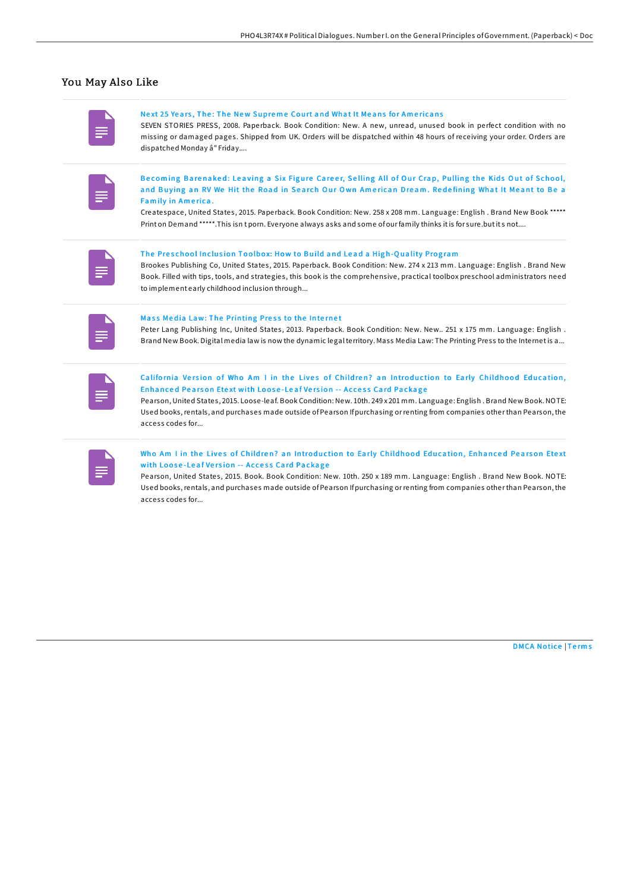## You May Also Like

**Next 25 Years, The: The New Supreme Court and What It Means for Americans**

SEVEN STORIES PRESS, 2008. Paperback. Book Condition: New. A new, unread, unused book in perfect condition with no missing or damaged pages. Shipped from UK. Orders will be dispatched within 48 hours of receiving your order. Orders are dispatched Monday â" Friday....

**Becoming Barenaked: Leaving a Six Figure Career, Selling All of Our Crap, Pulling the Kids Out of School, and Buying an RV We Hit the Road in Search Our Own American Dream. Redefining What It Meant to Be a Family in America.**

Createspace, United States, 2015. Paperback. Book Condition: New. 258 x 208 mm. Language: English . Brand New Book ***** Print on Demand *****.This isn t porn. Everyone always asks and some of our family thinks it is for sure.but it s not....

**The Preschool Inclusion Toolbox: How to Build and Lead a High-Quality Program**

Brookes Publishing Co, United States, 2015. Paperback. Book Condition: New. 274 x 213 mm. Language: English . Brand New Book. Filled with tips, tools, and strategies, this book is the comprehensive, practical toolbox preschool administrators need to implement early childhood inclusion through...

**Mass Media Law: The Printing Press to the Internet**

Peter Lang Publishing Inc, United States, 2013. Paperback. Book Condition: New. New.. 251 x 175 mm. Language: English . Brand New Book. Digital media law is now the dynamic legal territory. Mass Media Law: The Printing Press to the Internet is a...

**California Version of Who Am I in the Lives of Children? an Introduction to Early Childhood Education, Enhanced Pearson Etext with Loose-Leaf Version -- Access Card Package**

Pearson, United States, 2015. Loose-leaf. Book Condition: New. 10th. 249 x 201 mm. Language: English . Brand New Book. NOTE: Used books, rentals, and purchases made outside of Pearson If purchasing or renting from companies other than Pearson, the access codes for...

**Who Am I in the Lives of Children? an Introduction to Early Childhood Education, Enhanced Pearson Etext with Loose-Leaf Version -- Access Card Package**

Pearson, United States, 2015. Book. Book Condition: New. 10th. 250 x 189 mm. Language: English . Brand New Book. NOTE: Used books, rentals, and purchases made outside of Pearson If purchasing or renting from companies other than Pearson, the access codes for...